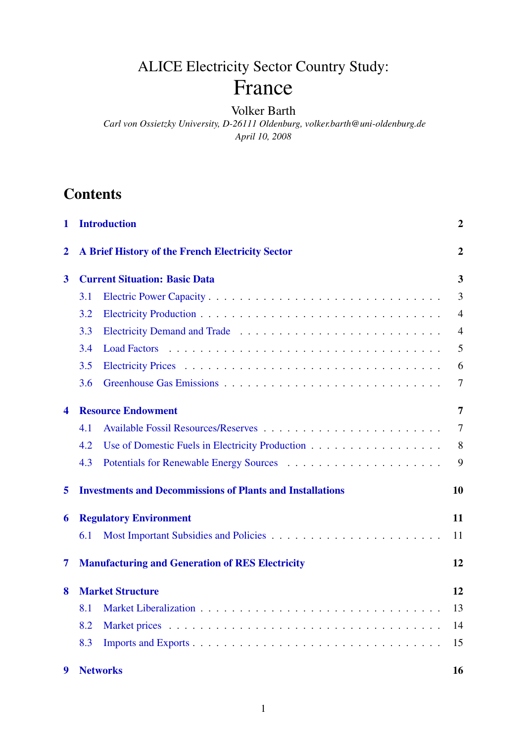# ALICE Electricity Sector Country Study: France

Volker Barth

*Carl von Ossietzky University, D-26111 Oldenburg, volker.barth@uni-oldenburg.de*

*April 10, 2008*

## Contents

**1 Introduction** — 2

**2 A Brief History of the French Electricity Sector** — 2

**3 Current Situation: Basic Data** — 3

- 3.1 Electric Power Capacity — 3
- 3.2 Electricity Production — 4
- 3.3 Electricity Demand and Trade — 4
- 3.4 Load Factors — 5
- 3.5 Electricity Prices — 6
- 3.6 Greenhouse Gas Emissions — 7

**4 Resource Endowment** — 7

- 4.1 Available Fossil Resources/Reserves — 7
- 4.2 Use of Domestic Fuels in Electricity Production — 8
- 4.3 Potentials for Renewable Energy Sources — 9

**5 Investments and Decommissions of Plants and Installations** — 10

**6 Regulatory Environment** — 11

- 6.1 Most Important Subsidies and Policies — 11

**7 Manufacturing and Generation of RES Electricity** — 12

**8 Market Structure** — 12

- 8.1 Market Liberalization — 13
- 8.2 Market prices — 14
- 8.3 Imports and Exports — 15

**9 Networks** — 16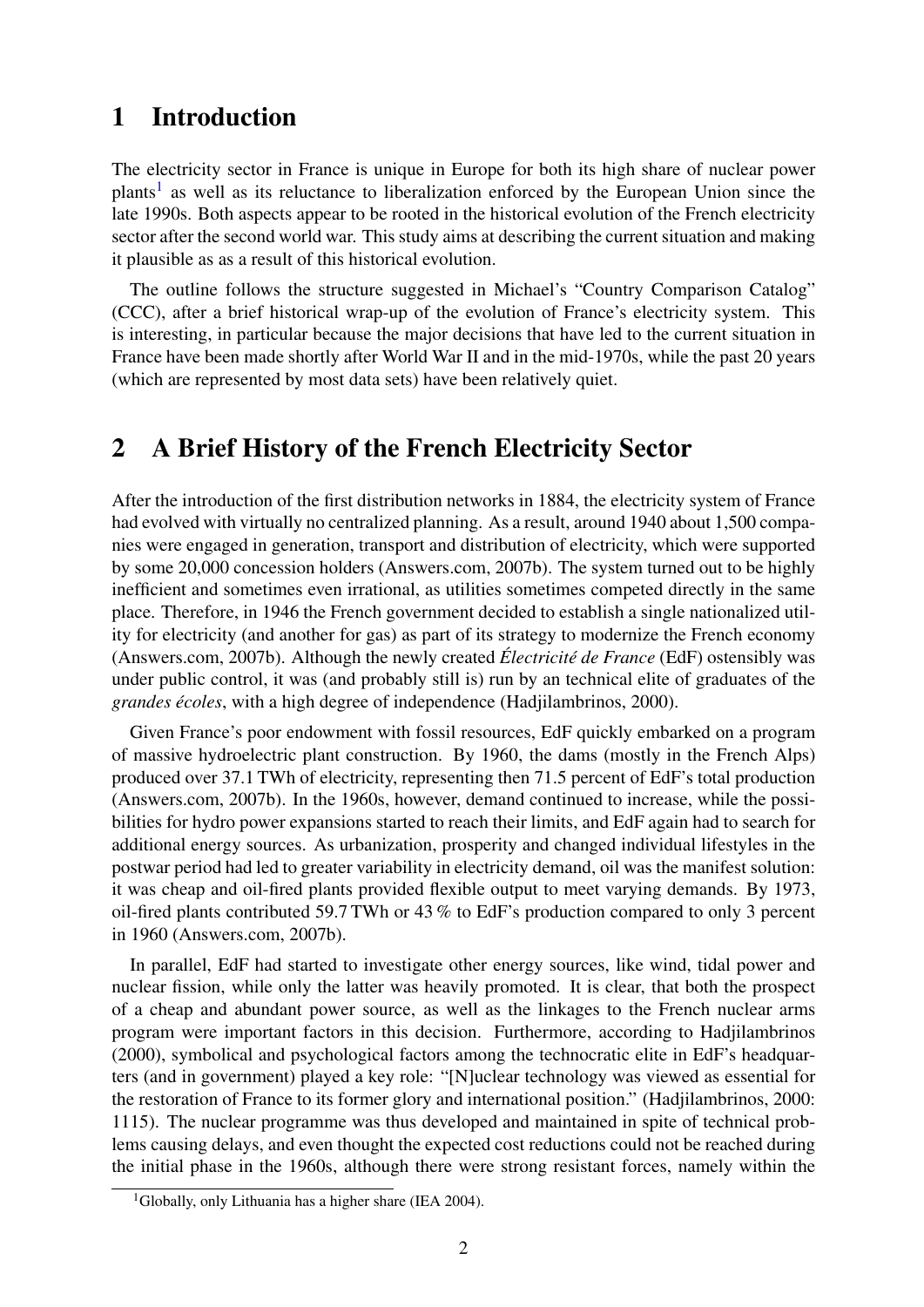# 1 Introduction

The electricity sector in France is unique in Europe for both its high share of nuclear power plants[1] as well as its reluctance to liberalization enforced by the European Union since the late 1990s. Both aspects appear to be rooted in the historical evolution of the French electricity sector after the second world war. This study aims at describing the current situation and making it plausible as as a result of this historical evolution.

The outline follows the structure suggested in Michael's "Country Comparison Catalog" (CCC), after a brief historical wrap-up of the evolution of France's electricity system. This is interesting, in particular because the major decisions that have led to the current situation in France have been made shortly after World War II and in the mid-1970s, while the past 20 years (which are represented by most data sets) have been relatively quiet.

# 2 A Brief History of the French Electricity Sector

After the introduction of the first distribution networks in 1884, the electricity system of France had evolved with virtually no centralized planning. As a result, around 1940 about 1,500 companies were engaged in generation, transport and distribution of electricity, which were supported by some 20,000 concession holders (Answers.com, 2007b). The system turned out to be highly inefficient and sometimes even irrational, as utilities sometimes competed directly in the same place. Therefore, in 1946 the French government decided to establish a single nationalized utility for electricity (and another for gas) as part of its strategy to modernize the French economy (Answers.com, 2007b). Although the newly created *Électricité de France* (EdF) ostensibly was under public control, it was (and probably still is) run by an technical elite of graduates of the *grandes écoles*, with a high degree of independence (Hadjilambrinos, 2000).

Given France's poor endowment with fossil resources, EdF quickly embarked on a program of massive hydroelectric plant construction. By 1960, the dams (mostly in the French Alps) produced over 37.1 TWh of electricity, representing then 71.5 percent of EdF's total production (Answers.com, 2007b). In the 1960s, however, demand continued to increase, while the possibilities for hydro power expansions started to reach their limits, and EdF again had to search for additional energy sources. As urbanization, prosperity and changed individual lifestyles in the postwar period had led to greater variability in electricity demand, oil was the manifest solution: it was cheap and oil-fired plants provided flexible output to meet varying demands. By 1973, oil-fired plants contributed 59.7 TWh or 43 % to EdF's production compared to only 3 percent in 1960 (Answers.com, 2007b).

In parallel, EdF had started to investigate other energy sources, like wind, tidal power and nuclear fission, while only the latter was heavily promoted. It is clear, that both the prospect of a cheap and abundant power source, as well as the linkages to the French nuclear arms program were important factors in this decision. Furthermore, according to Hadjilambrinos (2000), symbolical and psychological factors among the technocratic elite in EdF's headquarters (and in government) played a key role: "[N]uclear technology was viewed as essential for the restoration of France to its former glory and international position." (Hadjilambrinos, 2000: 1115). The nuclear programme was thus developed and maintained in spite of technical problems causing delays, and even thought the expected cost reductions could not be reached during the initial phase in the 1960s, although there were strong resistant forces, namely within the

[1] Globally, only Lithuania has a higher share (IEA 2004).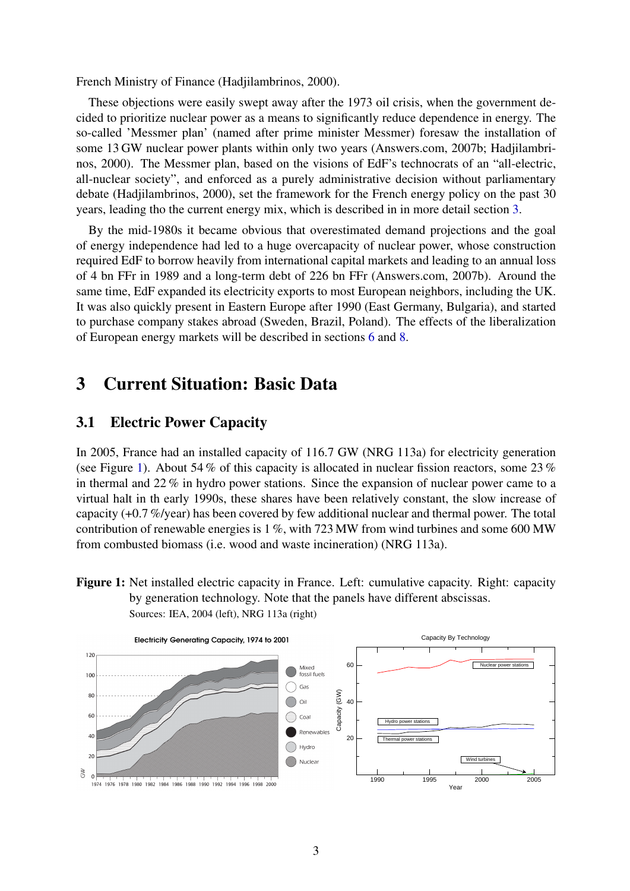French Ministry of Finance (Hadjilambrinos, 2000).

These objections were easily swept away after the 1973 oil crisis, when the government decided to prioritize nuclear power as a means to significantly reduce dependence in energy. The so-called 'Messmer plan' (named after prime minister Messmer) foresaw the installation of some 13 GW nuclear power plants within only two years (Answers.com, 2007b; Hadjilambrinos, 2000). The Messmer plan, based on the visions of EdF's technocrats of an "all-electric, all-nuclear society", and enforced as a purely administrative decision without parliamentary debate (Hadjilambrinos, 2000), set the framework for the French energy policy on the past 30 years, leading tho the current energy mix, which is described in in more detail section 3.

By the mid-1980s it became obvious that overestimated demand projections and the goal of energy independence had led to a huge overcapacity of nuclear power, whose construction required EdF to borrow heavily from international capital markets and leading to an annual loss of 4 bn FFr in 1989 and a long-term debt of 226 bn FFr (Answers.com, 2007b). Around the same time, EdF expanded its electricity exports to most European neighbors, including the UK. It was also quickly present in Eastern Europe after 1990 (East Germany, Bulgaria), and started to purchase company stakes abroad (Sweden, Brazil, Poland). The effects of the liberalization of European energy markets will be described in sections 6 and 8.

# 3 Current Situation: Basic Data

## 3.1 Electric Power Capacity

In 2005, France had an installed capacity of 116.7 GW (NRG 113a) for electricity generation (see Figure 1). About 54 % of this capacity is allocated in nuclear fission reactors, some 23 % in thermal and 22 % in hydro power stations. Since the expansion of nuclear power came to a virtual halt in th early 1990s, these shares have been relatively constant, the slow increase of capacity (+0.7 %/year) has been covered by few additional nuclear and thermal power. The total contribution of renewable energies is 1 %, with 723 MW from wind turbines and some 600 MW from combusted biomass (i.e. wood and waste incineration) (NRG 113a).

**Figure 1:** Net installed electric capacity in France. Left: cumulative capacity. Right: capacity by generation technology. Note that the panels have different abscissas.
Sources: IEA, 2004 (left), NRG 113a (right)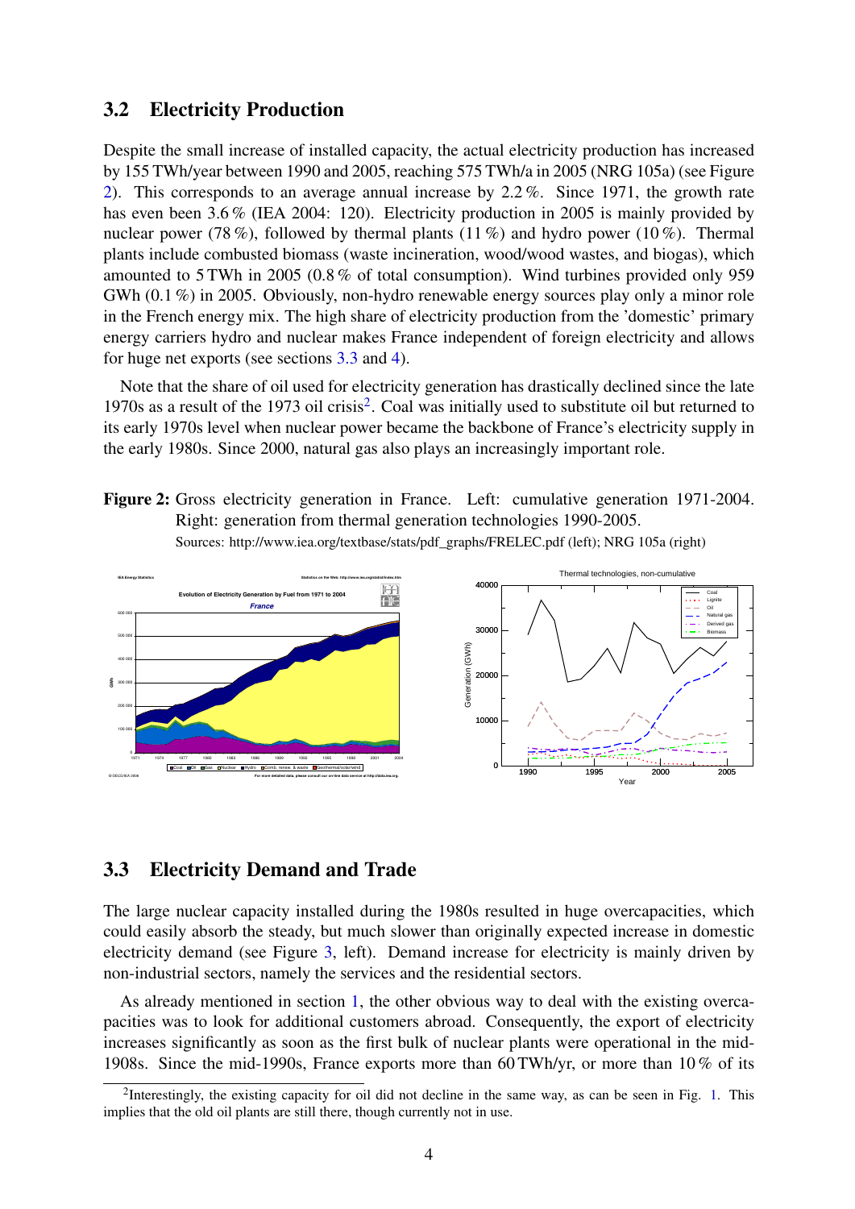## 3.2 Electricity Production

Despite the small increase of installed capacity, the actual electricity production has increased by 155 TWh/year between 1990 and 2005, reaching 575 TWh/a in 2005 (NRG 105a) (see Figure 2). This corresponds to an average annual increase by 2.2 %. Since 1971, the growth rate has even been 3.6 % (IEA 2004: 120). Electricity production in 2005 is mainly provided by nuclear power (78 %), followed by thermal plants (11 %) and hydro power (10 %). Thermal plants include combusted biomass (waste incineration, wood/wood wastes, and biogas), which amounted to 5 TWh in 2005 (0.8 % of total consumption). Wind turbines provided only 959 GWh (0.1 %) in 2005. Obviously, non-hydro renewable energy sources play only a minor role in the French energy mix. The high share of electricity production from the 'domestic' primary energy carriers hydro and nuclear makes France independent of foreign electricity and allows for huge net exports (see sections 3.3 and 4).

Note that the share of oil used for electricity generation has drastically declined since the late 1970s as a result of the 1973 oil crisis[2]. Coal was initially used to substitute oil but returned to its early 1970s level when nuclear power became the backbone of France's electricity supply in the early 1980s. Since 2000, natural gas also plays an increasingly important role.

**Figure 2:** Gross electricity generation in France. Left: cumulative generation 1971-2004. Right: generation from thermal generation technologies 1990-2005.
Sources: http://www.iea.org/textbase/stats/pdf_graphs/FRELEC.pdf (left); NRG 105a (right)

## 3.3 Electricity Demand and Trade

The large nuclear capacity installed during the 1980s resulted in huge overcapacities, which could easily absorb the steady, but much slower than originally expected increase in domestic electricity demand (see Figure 3, left). Demand increase for electricity is mainly driven by non-industrial sectors, namely the services and the residential sectors.

As already mentioned in section 1, the other obvious way to deal with the existing overcapacities was to look for additional customers abroad. Consequently, the export of electricity increases significantly as soon as the first bulk of nuclear plants were operational in the mid-1908s. Since the mid-1990s, France exports more than 60 TWh/yr, or more than 10 % of its

[2] Interestingly, the existing capacity for oil did not decline in the same way, as can be seen in Fig. 1. This implies that the old oil plants are still there, though currently not in use.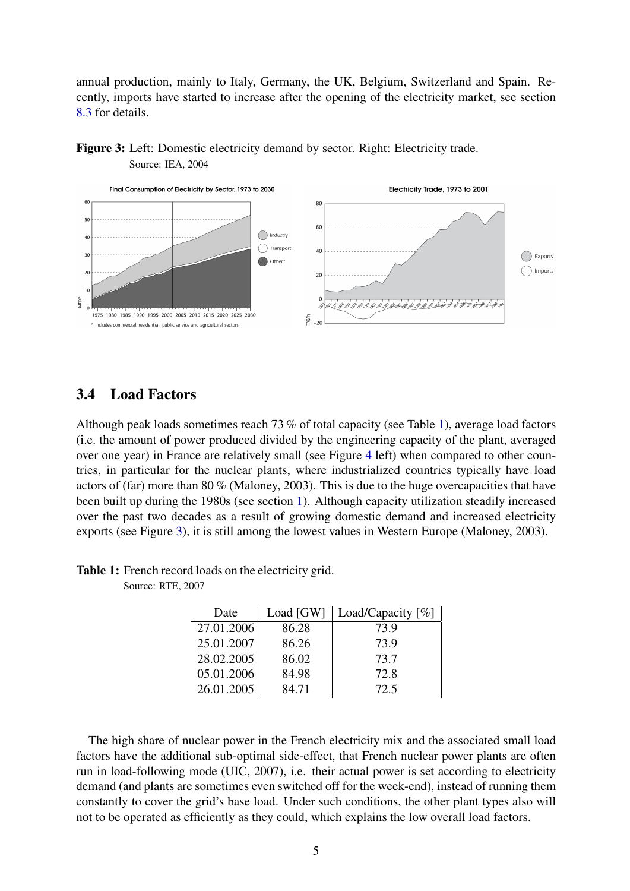annual production, mainly to Italy, Germany, the UK, Belgium, Switzerland and Spain. Recently, imports have started to increase after the opening of the electricity market, see section 8.3 for details.

**Figure 3:** Left: Domestic electricity demand by sector. Right: Electricity trade.
Source: IEA, 2004

### 3.4 Load Factors

Although peak loads sometimes reach 73 % of total capacity (see Table 1), average load factors (i.e. the amount of power produced divided by the engineering capacity of the plant, averaged over one year) in France are relatively small (see Figure 4 left) when compared to other countries, in particular for the nuclear plants, where industrialized countries typically have load actors of (far) more than 80 % (Maloney, 2003). This is due to the huge overcapacities that have been built up during the 1980s (see section 1). Although capacity utilization steadily increased over the past two decades as a result of growing domestic demand and increased electricity exports (see Figure 3), it is still among the lowest values in Western Europe (Maloney, 2003).

**Table 1:** French record loads on the electricity grid.
Source: RTE, 2007

| Date | Load [GW] | Load/Capacity [%] |
|---|---|---|
| 27.01.2006 | 86.28 | 73.9 |
| 25.01.2007 | 86.26 | 73.9 |
| 28.02.2005 | 86.02 | 73.7 |
| 05.01.2006 | 84.98 | 72.8 |
| 26.01.2005 | 84.71 | 72.5 |

The high share of nuclear power in the French electricity mix and the associated small load factors have the additional sub-optimal side-effect, that French nuclear power plants are often run in load-following mode (UIC, 2007), i.e. their actual power is set according to electricity demand (and plants are sometimes even switched off for the week-end), instead of running them constantly to cover the grid's base load. Under such conditions, the other plant types also will not to be operated as efficiently as they could, which explains the low overall load factors.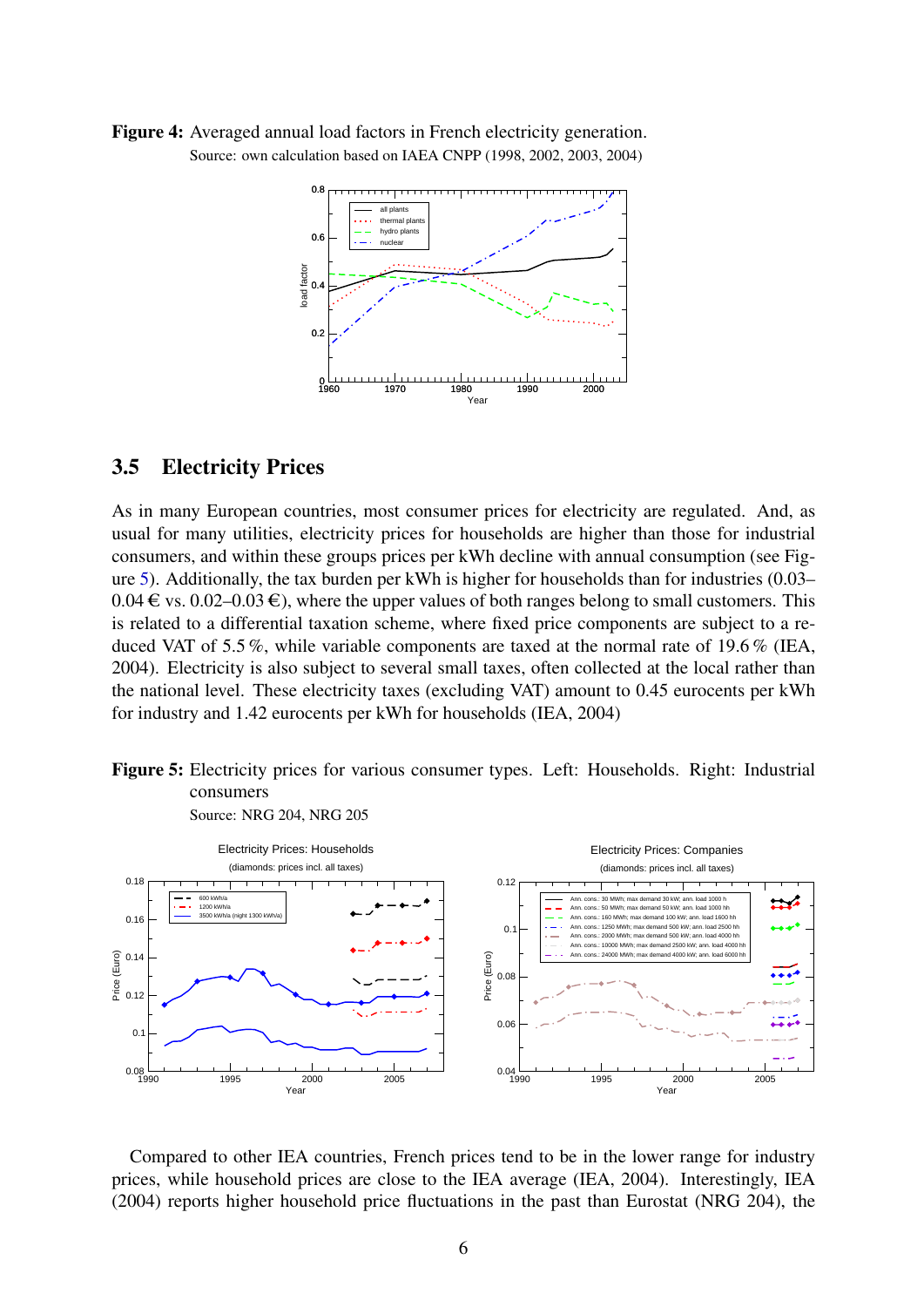**Figure 4:** Averaged annual load factors in French electricity generation.
Source: own calculation based on IAEA CNPP (1998, 2002, 2003, 2004)

## 3.5 Electricity Prices

As in many European countries, most consumer prices for electricity are regulated. And, as usual for many utilities, electricity prices for households are higher than those for industrial consumers, and within these groups prices per kWh decline with annual consumption (see Figure 5). Additionally, the tax burden per kWh is higher for households than for industries (0.03–0.04 € vs. 0.02–0.03 €), where the upper values of both ranges belong to small customers. This is related to a differential taxation scheme, where fixed price components are subject to a reduced VAT of 5.5 %, while variable components are taxed at the normal rate of 19.6 % (IEA, 2004). Electricity is also subject to several small taxes, often collected at the local rather than the national level. These electricity taxes (excluding VAT) amount to 0.45 eurocents per kWh for industry and 1.42 eurocents per kWh for households (IEA, 2004)

**Figure 5:** Electricity prices for various consumer types. Left: Households. Right: Industrial consumers
Source: NRG 204, NRG 205

Compared to other IEA countries, French prices tend to be in the lower range for industry prices, while household prices are close to the IEA average (IEA, 2004). Interestingly, IEA (2004) reports higher household price fluctuations in the past than Eurostat (NRG 204), the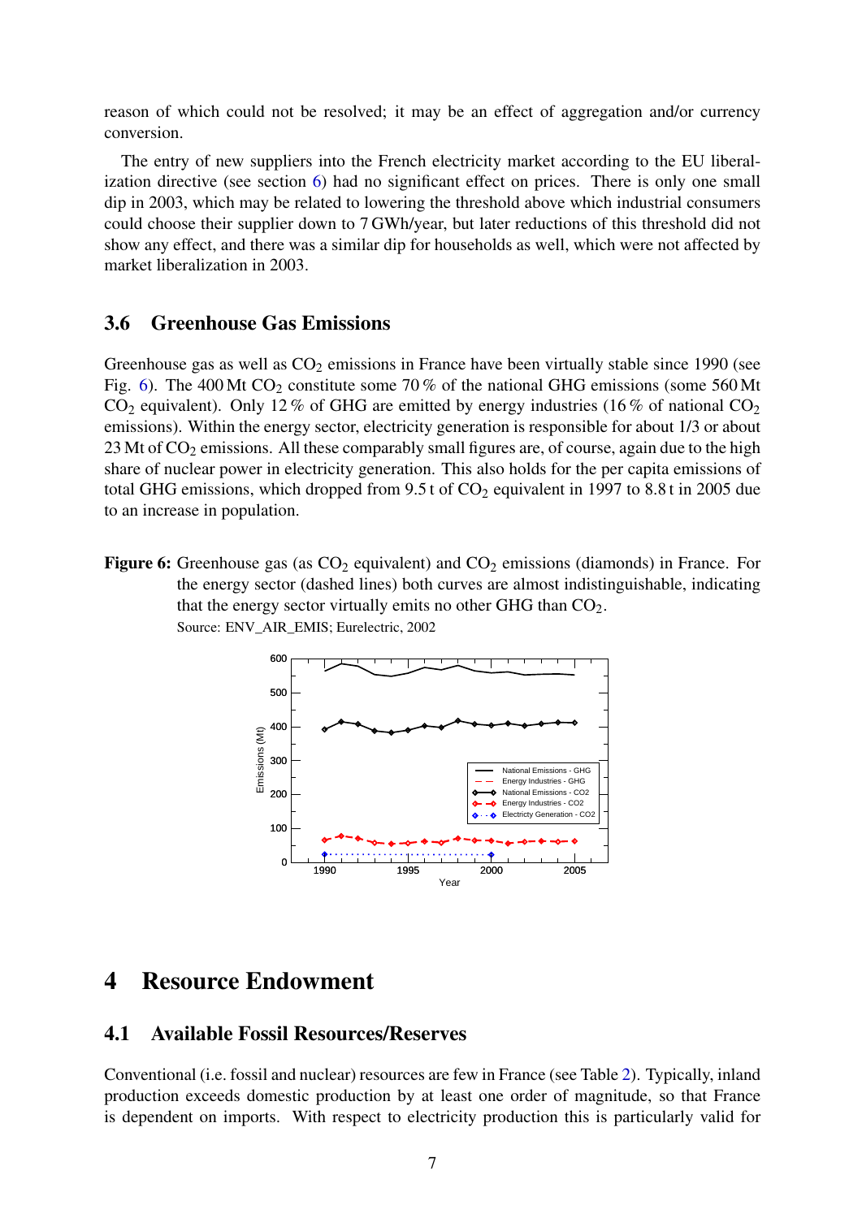reason of which could not be resolved; it may be an effect of aggregation and/or currency conversion.

The entry of new suppliers into the French electricity market according to the EU liberalization directive (see section 6) had no significant effect on prices. There is only one small dip in 2003, which may be related to lowering the threshold above which industrial consumers could choose their supplier down to 7 GWh/year, but later reductions of this threshold did not show any effect, and there was a similar dip for households as well, which were not affected by market liberalization in 2003.

### 3.6 Greenhouse Gas Emissions

Greenhouse gas as well as $CO_2$ emissions in France have been virtually stable since 1990 (see Fig. 6). The 400 Mt $CO_2$ constitute some 70 % of the national GHG emissions (some 560 Mt $CO_2$ equivalent). Only 12 % of GHG are emitted by energy industries (16 % of national $CO_2$ emissions). Within the energy sector, electricity generation is responsible for about 1/3 or about 23 Mt of $CO_2$ emissions. All these comparably small figures are, of course, again due to the high share of nuclear power in electricity generation. This also holds for the per capita emissions of total GHG emissions, which dropped from 9.5 t of $CO_2$ equivalent in 1997 to 8.8 t in 2005 due to an increase in population.

**Figure 6:** Greenhouse gas (as $CO_2$ equivalent) and $CO_2$ emissions (diamonds) in France. For the energy sector (dashed lines) both curves are almost indistinguishable, indicating that the energy sector virtually emits no other GHG than $CO_2$.
Source: ENV_AIR_EMIS; Eurelectric, 2002

## 4 Resource Endowment

### 4.1 Available Fossil Resources/Reserves

Conventional (i.e. fossil and nuclear) resources are few in France (see Table 2). Typically, inland production exceeds domestic production by at least one order of magnitude, so that France is dependent on imports. With respect to electricity production this is particularly valid for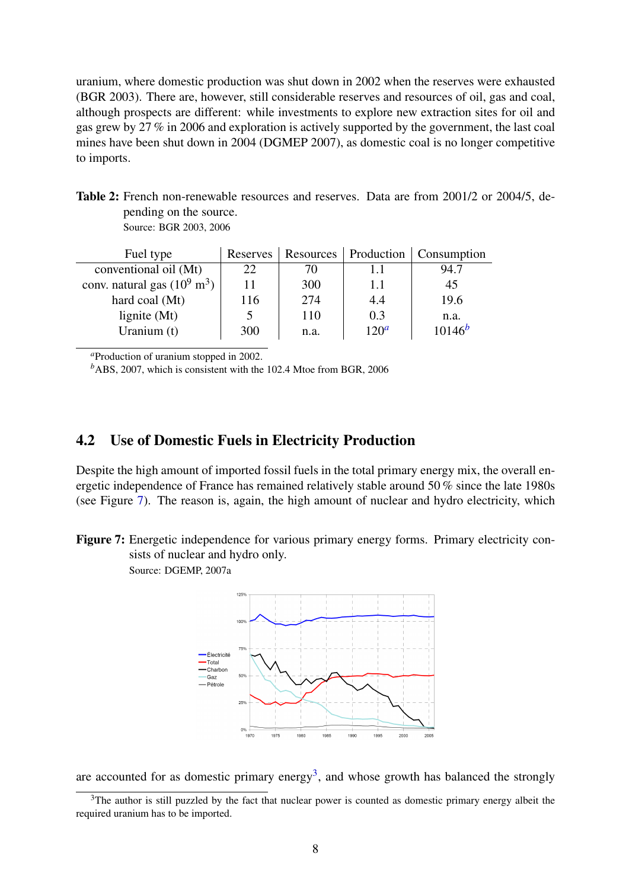uranium, where domestic production was shut down in 2002 when the reserves were exhausted (BGR 2003). There are, however, still considerable reserves and resources of oil, gas and coal, although prospects are different: while investments to explore new extraction sites for oil and gas grew by 27 % in 2006 and exploration is actively supported by the government, the last coal mines have been shut down in 2004 (DGMEP 2007), as domestic coal is no longer competitive to imports.

**Table 2:** French non-renewable resources and reserves. Data are from 2001/2 or 2004/5, depending on the source.
Source: BGR 2003, 2006

| Fuel type | Reserves | Resources | Production | Consumption |
|---|---|---|---|---|
| conventional oil (Mt) | 22 | 70 | 1.1 | 94.7 |
| conv. natural gas ($10^9$ $m^3$) | 11 | 300 | 1.1 | 45 |
| hard coal (Mt) | 116 | 274 | 4.4 | 19.6 |
| lignite (Mt) | 5 | 110 | 0.3 | n.a. |
| Uranium (t) | 300 | n.a. | 120[a] | 10146[b] |

[a]Production of uranium stopped in 2002.
[b]ABS, 2007, which is consistent with the 102.4 Mtoe from BGR, 2006

## 4.2 Use of Domestic Fuels in Electricity Production

Despite the high amount of imported fossil fuels in the total primary energy mix, the overall energetic independence of France has remained relatively stable around 50 % since the late 1980s (see Figure 7). The reason is, again, the high amount of nuclear and hydro electricity, which

**Figure 7:** Energetic independence for various primary energy forms. Primary electricity consists of nuclear and hydro only.
Source: DGEMP, 2007a

are accounted for as domestic primary energy[3], and whose growth has balanced the strongly

[3]The author is still puzzled by the fact that nuclear power is counted as domestic primary energy albeit the required uranium has to be imported.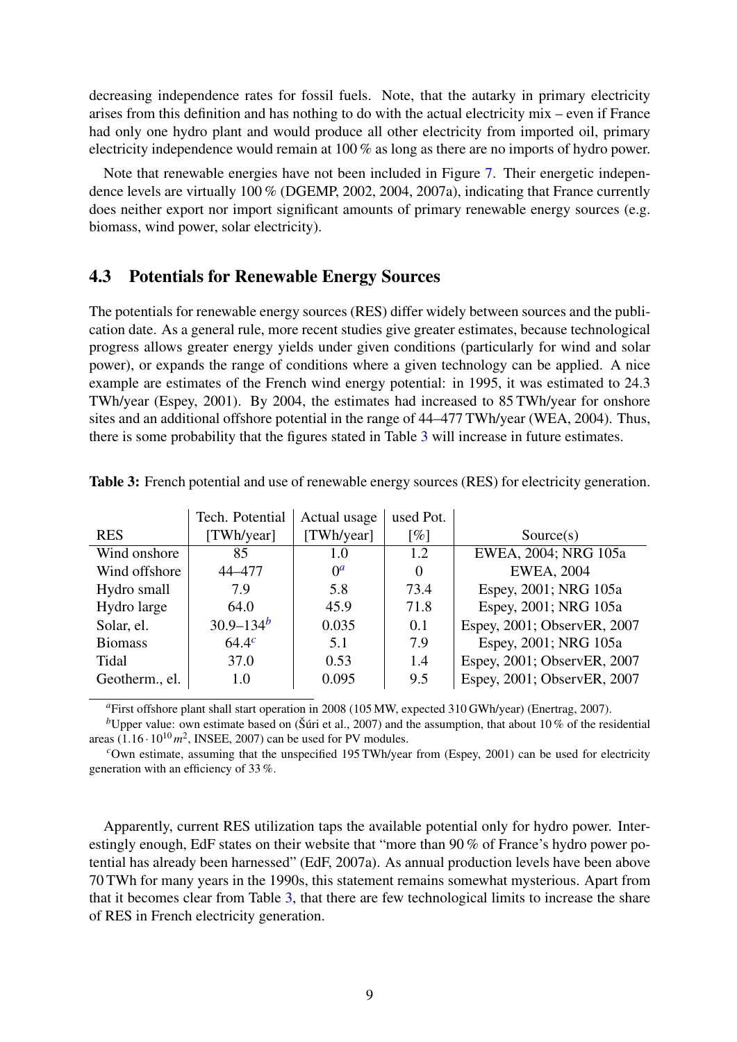decreasing independence rates for fossil fuels. Note, that the autarky in primary electricity arises from this definition and has nothing to do with the actual electricity mix – even if France had only one hydro plant and would produce all other electricity from imported oil, primary electricity independence would remain at 100 % as long as there are no imports of hydro power.

Note that renewable energies have not been included in Figure 7. Their energetic independence levels are virtually 100 % (DGEMP, 2002, 2004, 2007a), indicating that France currently does neither export nor import significant amounts of primary renewable energy sources (e.g. biomass, wind power, solar electricity).

## 4.3 Potentials for Renewable Energy Sources

The potentials for renewable energy sources (RES) differ widely between sources and the publication date. As a general rule, more recent studies give greater estimates, because technological progress allows greater energy yields under given conditions (particularly for wind and solar power), or expands the range of conditions where a given technology can be applied. A nice example are estimates of the French wind energy potential: in 1995, it was estimated to 24.3 TWh/year (Espey, 2001). By 2004, the estimates had increased to 85 TWh/year for onshore sites and an additional offshore potential in the range of 44–477 TWh/year (WEA, 2004). Thus, there is some probability that the figures stated in Table 3 will increase in future estimates.

**Table 3:** French potential and use of renewable energy sources (RES) for electricity generation.

| RES | Tech. Potential [TWh/year] | Actual usage [TWh/year] | used Pot. [%] | Source(s) |
|---|---|---|---|---|
| Wind onshore | 85 | 1.0 | 1.2 | EWEA, 2004; NRG 105a |
| Wind offshore | 44–477 | 0[a] | 0 | EWEA, 2004 |
| Hydro small | 7.9 | 5.8 | 73.4 | Espey, 2001; NRG 105a |
| Hydro large | 64.0 | 45.9 | 71.8 | Espey, 2001; NRG 105a |
| Solar, el. | 30.9–134[b] | 0.035 | 0.1 | Espey, 2001; ObservER, 2007 |
| Biomass | 64.4[c] | 5.1 | 7.9 | Espey, 2001; NRG 105a |
| Tidal | 37.0 | 0.53 | 1.4 | Espey, 2001; ObservER, 2007 |
| Geotherm., el. | 1.0 | 0.095 | 9.5 | Espey, 2001; ObservER, 2007 |

[a] First offshore plant shall start operation in 2008 (105 MW, expected 310 GWh/year) (Enertrag, 2007).

[b] Upper value: own estimate based on (Šúri et al., 2007) and the assumption, that about 10 % of the residential areas ($1.16 \cdot 10^{10}\,m^2$, INSEE, 2007) can be used for PV modules.

[c] Own estimate, assuming that the unspecified 195 TWh/year from (Espey, 2001) can be used for electricity generation with an efficiency of 33 %.

Apparently, current RES utilization taps the available potential only for hydro power. Interestingly enough, EdF states on their website that "more than 90 % of France's hydro power potential has already been harnessed" (EdF, 2007a). As annual production levels have been above 70 TWh for many years in the 1990s, this statement remains somewhat mysterious. Apart from that it becomes clear from Table 3, that there are few technological limits to increase the share of RES in French electricity generation.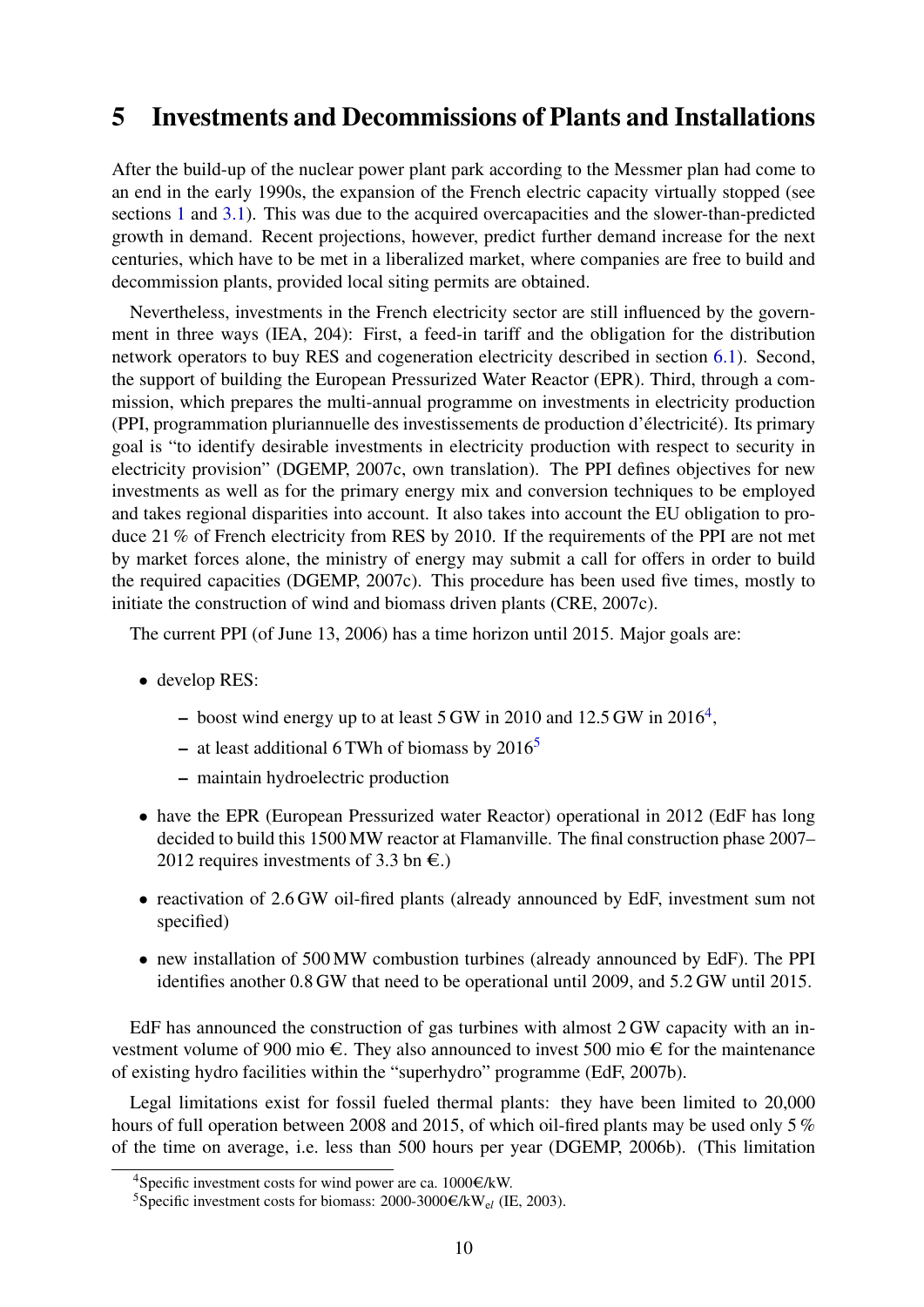# 5 Investments and Decommissions of Plants and Installations

After the build-up of the nuclear power plant park according to the Messmer plan had come to an end in the early 1990s, the expansion of the French electric capacity virtually stopped (see sections 1 and 3.1). This was due to the acquired overcapacities and the slower-than-predicted growth in demand. Recent projections, however, predict further demand increase for the next centuries, which have to be met in a liberalized market, where companies are free to build and decommission plants, provided local siting permits are obtained.

Nevertheless, investments in the French electricity sector are still influenced by the government in three ways (IEA, 204): First, a feed-in tariff and the obligation for the distribution network operators to buy RES and cogeneration electricity described in section 6.1). Second, the support of building the European Pressurized Water Reactor (EPR). Third, through a commission, which prepares the multi-annual programme on investments in electricity production (PPI, programmation pluriannuelle des investissements de production d'électricité). Its primary goal is "to identify desirable investments in electricity production with respect to security in electricity provision" (DGEMP, 2007c, own translation). The PPI defines objectives for new investments as well as for the primary energy mix and conversion techniques to be employed and takes regional disparities into account. It also takes into account the EU obligation to produce 21 % of French electricity from RES by 2010. If the requirements of the PPI are not met by market forces alone, the ministry of energy may submit a call for offers in order to build the required capacities (DGEMP, 2007c). This procedure has been used five times, mostly to initiate the construction of wind and biomass driven plants (CRE, 2007c).

The current PPI (of June 13, 2006) has a time horizon until 2015. Major goals are:

- develop RES:
  - boost wind energy up to at least 5 GW in 2010 and 12.5 GW in 2016[4],
  - at least additional 6 TWh of biomass by 2016[5]
  - maintain hydroelectric production
- have the EPR (European Pressurized water Reactor) operational in 2012 (EdF has long decided to build this 1500 MW reactor at Flamanville. The final construction phase 2007–2012 requires investments of 3.3 bn €.)
- reactivation of 2.6 GW oil-fired plants (already announced by EdF, investment sum not specified)
- new installation of 500 MW combustion turbines (already announced by EdF). The PPI identifies another 0.8 GW that need to be operational until 2009, and 5.2 GW until 2015.

EdF has announced the construction of gas turbines with almost 2 GW capacity with an investment volume of 900 mio €. They also announced to invest 500 mio € for the maintenance of existing hydro facilities within the "superhydro" programme (EdF, 2007b).

Legal limitations exist for fossil fueled thermal plants: they have been limited to 20,000 hours of full operation between 2008 and 2015, of which oil-fired plants may be used only 5 % of the time on average, i.e. less than 500 hours per year (DGEMP, 2006b). (This limitation

---

[4] Specific investment costs for wind power are ca. 1000€/kW.

[5] Specific investment costs for biomass: 2000-3000€/$kW_{el}$ (IE, 2003).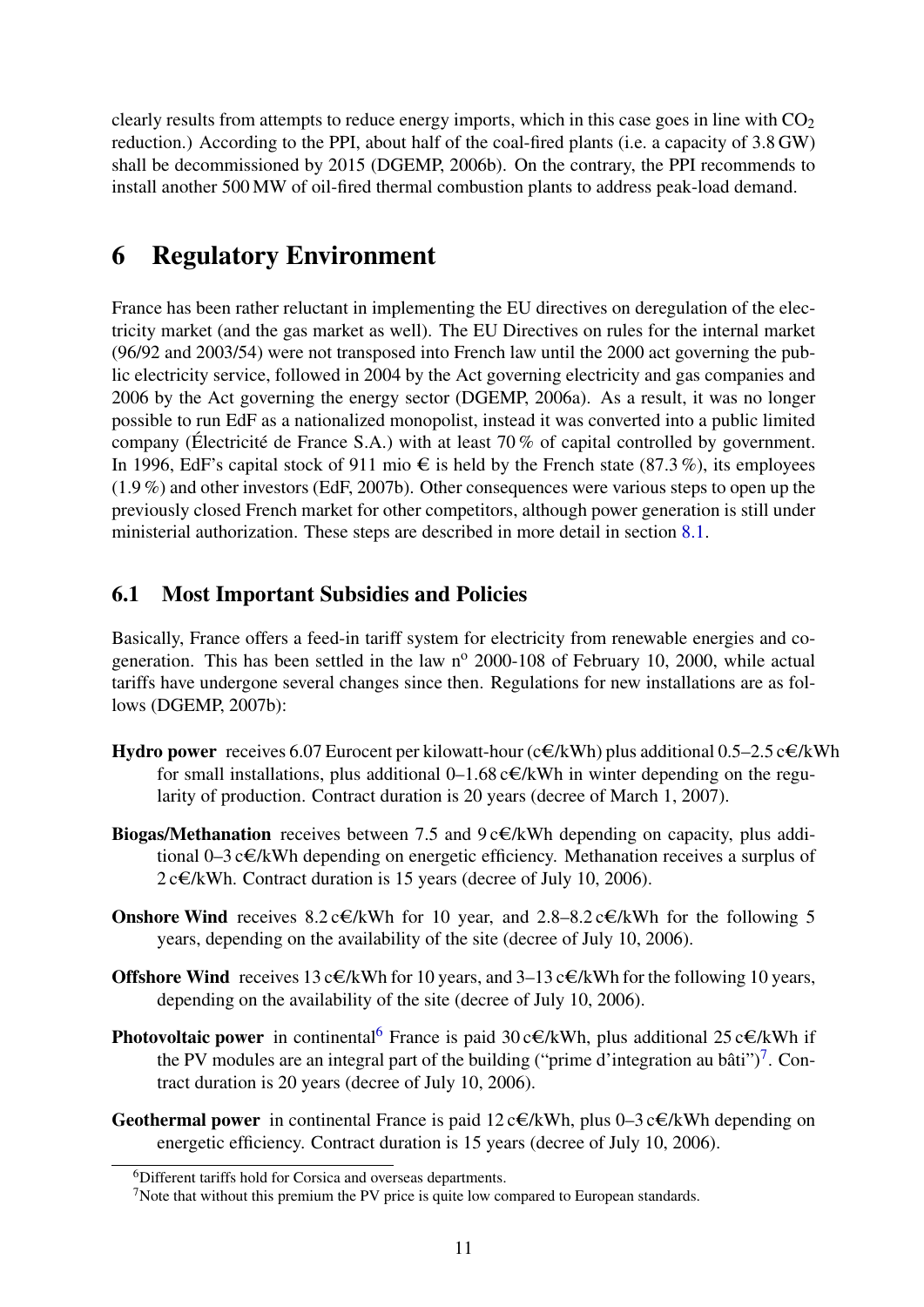clearly results from attempts to reduce energy imports, which in this case goes in line with $CO_2$ reduction.) According to the PPI, about half of the coal-fired plants (i.e. a capacity of 3.8 GW) shall be decommissioned by 2015 (DGEMP, 2006b). On the contrary, the PPI recommends to install another 500 MW of oil-fired thermal combustion plants to address peak-load demand.

# 6 Regulatory Environment

France has been rather reluctant in implementing the EU directives on deregulation of the electricity market (and the gas market as well). The EU Directives on rules for the internal market (96/92 and 2003/54) were not transposed into French law until the 2000 act governing the public electricity service, followed in 2004 by the Act governing electricity and gas companies and 2006 by the Act governing the energy sector (DGEMP, 2006a). As a result, it was no longer possible to run EdF as a nationalized monopolist, instead it was converted into a public limited company (Électricité de France S.A.) with at least 70 % of capital controlled by government. In 1996, EdF's capital stock of 911 mio € is held by the French state (87.3 %), its employees (1.9 %) and other investors (EdF, 2007b). Other consequences were various steps to open up the previously closed French market for other competitors, although power generation is still under ministerial authorization. These steps are described in more detail in section 8.1.

## 6.1 Most Important Subsidies and Policies

Basically, France offers a feed-in tariff system for electricity from renewable energies and co-generation. This has been settled in the law n° 2000-108 of February 10, 2000, while actual tariffs have undergone several changes since then. Regulations for new installations are as follows (DGEMP, 2007b):

**Hydro power** receives 6.07 Eurocent per kilowatt-hour (c€/kWh) plus additional 0.5–2.5 c€/kWh for small installations, plus additional 0–1.68 c€/kWh in winter depending on the regularity of production. Contract duration is 20 years (decree of March 1, 2007).

**Biogas/Methanation** receives between 7.5 and 9 c€/kWh depending on capacity, plus additional 0–3 c€/kWh depending on energetic efficiency. Methanation receives a surplus of 2 c€/kWh. Contract duration is 15 years (decree of July 10, 2006).

**Onshore Wind** receives 8.2 c€/kWh for 10 year, and 2.8–8.2 c€/kWh for the following 5 years, depending on the availability of the site (decree of July 10, 2006).

**Offshore Wind** receives 13 c€/kWh for 10 years, and 3–13 c€/kWh for the following 10 years, depending on the availability of the site (decree of July 10, 2006).

**Photovoltaic power** in continental[6] France is paid 30 c€/kWh, plus additional 25 c€/kWh if the PV modules are an integral part of the building ("prime d'integration au bâti")[7]. Contract duration is 20 years (decree of July 10, 2006).

**Geothermal power** in continental France is paid 12 c€/kWh, plus 0–3 c€/kWh depending on energetic efficiency. Contract duration is 15 years (decree of July 10, 2006).

[6] Different tariffs hold for Corsica and overseas departments.

[7] Note that without this premium the PV price is quite low compared to European standards.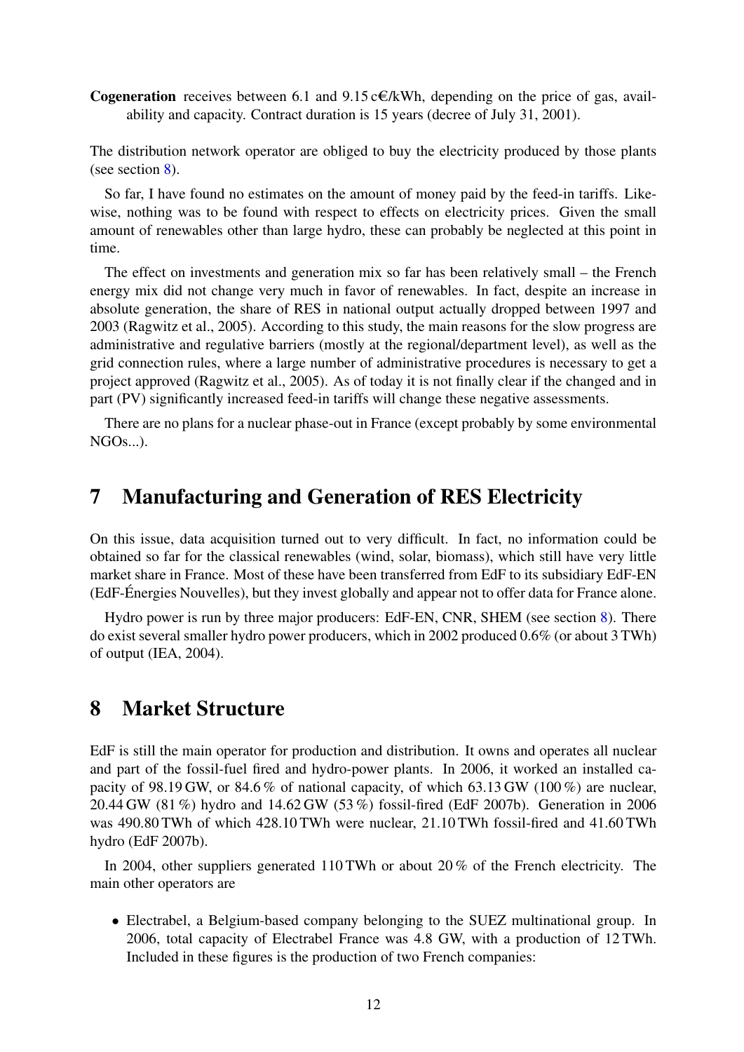**Cogeneration** receives between 6.1 and 9.15 c€/kWh, depending on the price of gas, availability and capacity. Contract duration is 15 years (decree of July 31, 2001).

The distribution network operator are obliged to buy the electricity produced by those plants (see section 8).

So far, I have found no estimates on the amount of money paid by the feed-in tariffs. Likewise, nothing was to be found with respect to effects on electricity prices. Given the small amount of renewables other than large hydro, these can probably be neglected at this point in time.

The effect on investments and generation mix so far has been relatively small – the French energy mix did not change very much in favor of renewables. In fact, despite an increase in absolute generation, the share of RES in national output actually dropped between 1997 and 2003 (Ragwitz et al., 2005). According to this study, the main reasons for the slow progress are administrative and regulative barriers (mostly at the regional/department level), as well as the grid connection rules, where a large number of administrative procedures is necessary to get a project approved (Ragwitz et al., 2005). As of today it is not finally clear if the changed and in part (PV) significantly increased feed-in tariffs will change these negative assessments.

There are no plans for a nuclear phase-out in France (except probably by some environmental NGOs...).

# 7 Manufacturing and Generation of RES Electricity

On this issue, data acquisition turned out to very difficult. In fact, no information could be obtained so far for the classical renewables (wind, solar, biomass), which still have very little market share in France. Most of these have been transferred from EdF to its subsidiary EdF-EN (EdF-Énergies Nouvelles), but they invest globally and appear not to offer data for France alone.

Hydro power is run by three major producers: EdF-EN, CNR, SHEM (see section 8). There do exist several smaller hydro power producers, which in 2002 produced 0.6% (or about 3 TWh) of output (IEA, 2004).

# 8 Market Structure

EdF is still the main operator for production and distribution. It owns and operates all nuclear and part of the fossil-fuel fired and hydro-power plants. In 2006, it worked an installed capacity of 98.19 GW, or 84.6 % of national capacity, of which 63.13 GW (100 %) are nuclear, 20.44 GW (81 %) hydro and 14.62 GW (53 %) fossil-fired (EdF 2007b). Generation in 2006 was 490.80 TWh of which 428.10 TWh were nuclear, 21.10 TWh fossil-fired and 41.60 TWh hydro (EdF 2007b).

In 2004, other suppliers generated 110 TWh or about 20 % of the French electricity. The main other operators are

- Electrabel, a Belgium-based company belonging to the SUEZ multinational group. In 2006, total capacity of Electrabel France was 4.8 GW, with a production of 12 TWh. Included in these figures is the production of two French companies: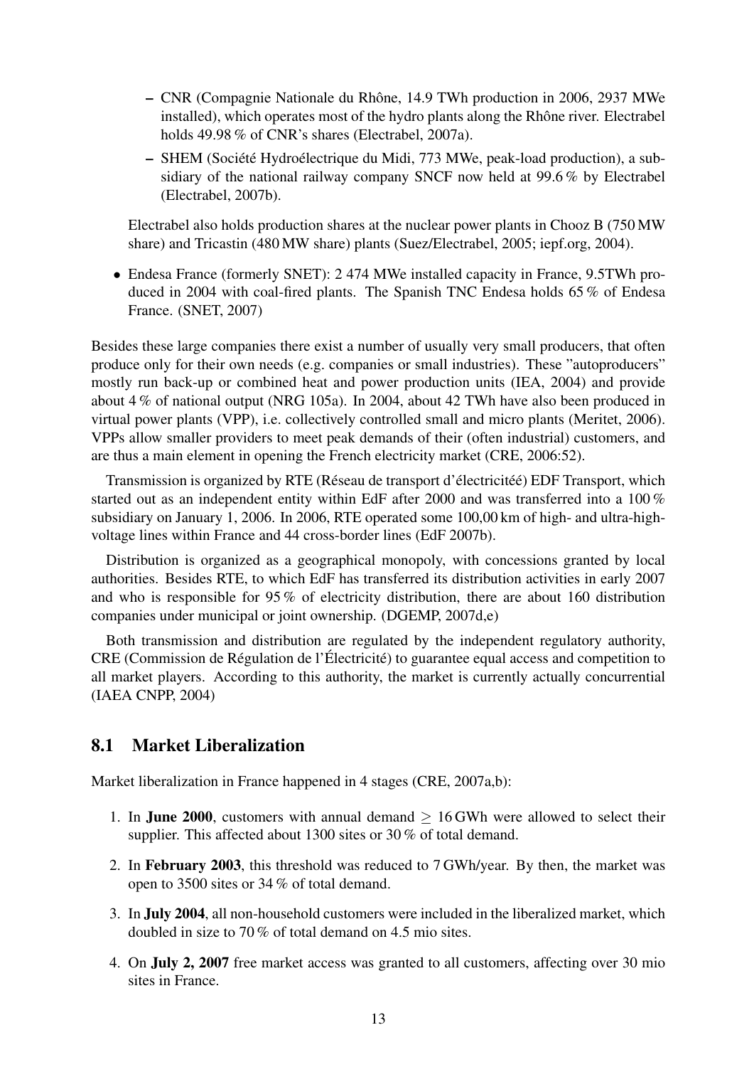- CNR (Compagnie Nationale du Rhône, 14.9 TWh production in 2006, 2937 MWe installed), which operates most of the hydro plants along the Rhône river. Electrabel holds 49.98 % of CNR's shares (Electrabel, 2007a).
  - SHEM (Société Hydroélectrique du Midi, 773 MWe, peak-load production), a subsidiary of the national railway company SNCF now held at 99.6 % by Electrabel (Electrabel, 2007b).

  Electrabel also holds production shares at the nuclear power plants in Chooz B (750 MW share) and Tricastin (480 MW share) plants (Suez/Electrabel, 2005; iepf.org, 2004).

- Endesa France (formerly SNET): 2 474 MWe installed capacity in France, 9.5TWh produced in 2004 with coal-fired plants. The Spanish TNC Endesa holds 65 % of Endesa France. (SNET, 2007)

Besides these large companies there exist a number of usually very small producers, that often produce only for their own needs (e.g. companies or small industries). These "autoproducers" mostly run back-up or combined heat and power production units (IEA, 2004) and provide about 4 % of national output (NRG 105a). In 2004, about 42 TWh have also been produced in virtual power plants (VPP), i.e. collectively controlled small and micro plants (Meritet, 2006). VPPs allow smaller providers to meet peak demands of their (often industrial) customers, and are thus a main element in opening the French electricity market (CRE, 2006:52).

Transmission is organized by RTE (Réseau de transport d'électricitéé) EDF Transport, which started out as an independent entity within EdF after 2000 and was transferred into a 100 % subsidiary on January 1, 2006. In 2006, RTE operated some 100,00 km of high- and ultra-high-voltage lines within France and 44 cross-border lines (EdF 2007b).

Distribution is organized as a geographical monopoly, with concessions granted by local authorities. Besides RTE, to which EdF has transferred its distribution activities in early 2007 and who is responsible for 95 % of electricity distribution, there are about 160 distribution companies under municipal or joint ownership. (DGEMP, 2007d,e)

Both transmission and distribution are regulated by the independent regulatory authority, CRE (Commission de Régulation de l'Électricité) to guarantee equal access and competition to all market players. According to this authority, the market is currently actually concurrential (IAEA CNPP, 2004)

## 8.1 Market Liberalization

Market liberalization in France happened in 4 stages (CRE, 2007a,b):

1. In **June 2000**, customers with annual demand $\geq$ 16 GWh were allowed to select their supplier. This affected about 1300 sites or 30 % of total demand.
2. In **February 2003**, this threshold was reduced to 7 GWh/year. By then, the market was open to 3500 sites or 34 % of total demand.
3. In **July 2004**, all non-household customers were included in the liberalized market, which doubled in size to 70 % of total demand on 4.5 mio sites.
4. On **July 2, 2007** free market access was granted to all customers, affecting over 30 mio sites in France.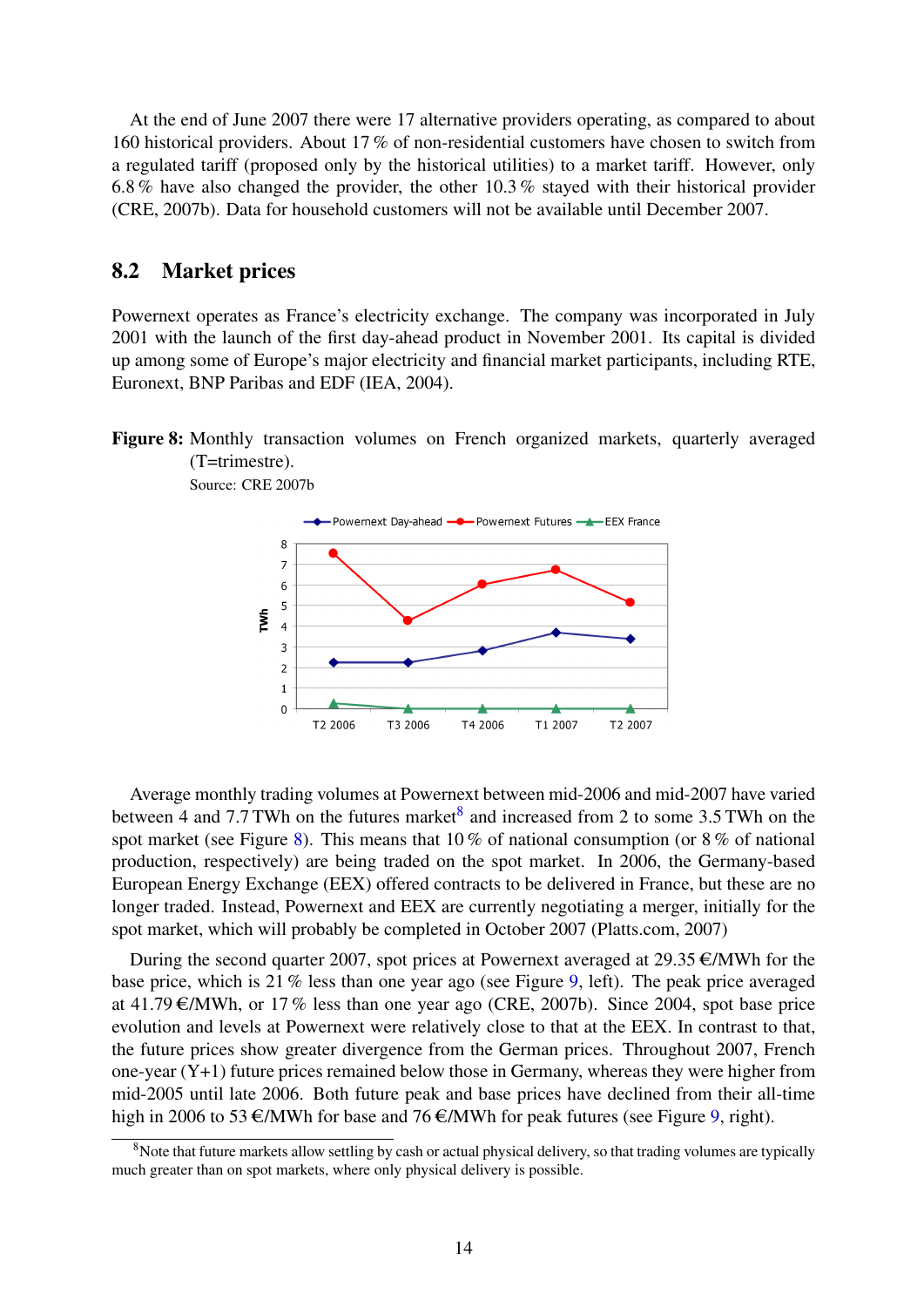At the end of June 2007 there were 17 alternative providers operating, as compared to about 160 historical providers. About 17 % of non-residential customers have chosen to switch from a regulated tariff (proposed only by the historical utilities) to a market tariff. However, only 6.8 % have also changed the provider, the other 10.3 % stayed with their historical provider (CRE, 2007b). Data for household customers will not be available until December 2007.

## 8.2 Market prices

Powernext operates as France's electricity exchange. The company was incorporated in July 2001 with the launch of the first day-ahead product in November 2001. Its capital is divided up among some of Europe's major electricity and financial market participants, including RTE, Euronext, BNP Paribas and EDF (IEA, 2004).

**Figure 8:** Monthly transaction volumes on French organized markets, quarterly averaged (T=trimestre).
Source: CRE 2007b

Average monthly trading volumes at Powernext between mid-2006 and mid-2007 have varied between 4 and 7.7 TWh on the futures market[8] and increased from 2 to some 3.5 TWh on the spot market (see Figure 8). This means that 10 % of national consumption (or 8 % of national production, respectively) are being traded on the spot market. In 2006, the Germany-based European Energy Exchange (EEX) offered contracts to be delivered in France, but these are no longer traded. Instead, Powernext and EEX are currently negotiating a merger, initially for the spot market, which will probably be completed in October 2007 (Platts.com, 2007)

During the second quarter 2007, spot prices at Powernext averaged at 29.35 €/MWh for the base price, which is 21 % less than one year ago (see Figure 9, left). The peak price averaged at 41.79 €/MWh, or 17 % less than one year ago (CRE, 2007b). Since 2004, spot base price evolution and levels at Powernext were relatively close to that at the EEX. In contrast to that, the future prices show greater divergence from the German prices. Throughout 2007, French one-year (Y+1) future prices remained below those in Germany, whereas they were higher from mid-2005 until late 2006. Both future peak and base prices have declined from their all-time high in 2006 to 53 €/MWh for base and 76 €/MWh for peak futures (see Figure 9, right).

[8]Note that future markets allow settling by cash or actual physical delivery, so that trading volumes are typically much greater than on spot markets, where only physical delivery is possible.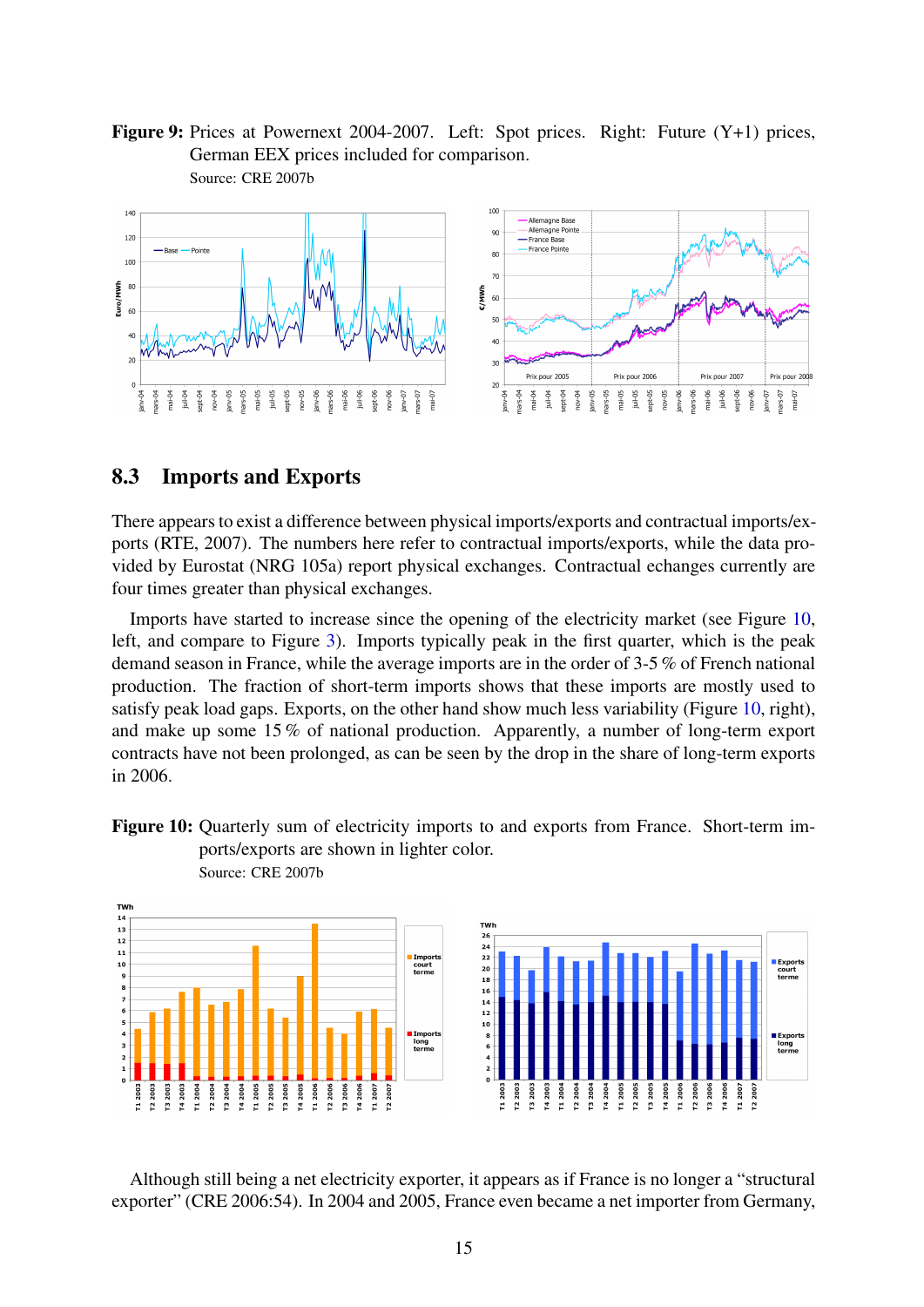**Figure 9:** Prices at Powernext 2004-2007. Left: Spot prices. Right: Future (Y+1) prices, German EEX prices included for comparison.
Source: CRE 2007b

## 8.3 Imports and Exports

There appears to exist a difference between physical imports/exports and contractual imports/exports (RTE, 2007). The numbers here refer to contractual imports/exports, while the data provided by Eurostat (NRG 105a) report physical exchanges. Contractual echanges currently are four times greater than physical exchanges.

Imports have started to increase since the opening of the electricity market (see Figure 10, left, and compare to Figure 3). Imports typically peak in the first quarter, which is the peak demand season in France, while the average imports are in the order of 3-5 % of French national production. The fraction of short-term imports shows that these imports are mostly used to satisfy peak load gaps. Exports, on the other hand show much less variability (Figure 10, right), and make up some 15 % of national production. Apparently, a number of long-term export contracts have not been prolonged, as can be seen by the drop in the share of long-term exports in 2006.

**Figure 10:** Quarterly sum of electricity imports to and exports from France. Short-term imports/exports are shown in lighter color.
Source: CRE 2007b

Although still being a net electricity exporter, it appears as if France is no longer a "structural exporter" (CRE 2006:54). In 2004 and 2005, France even became a net importer from Germany,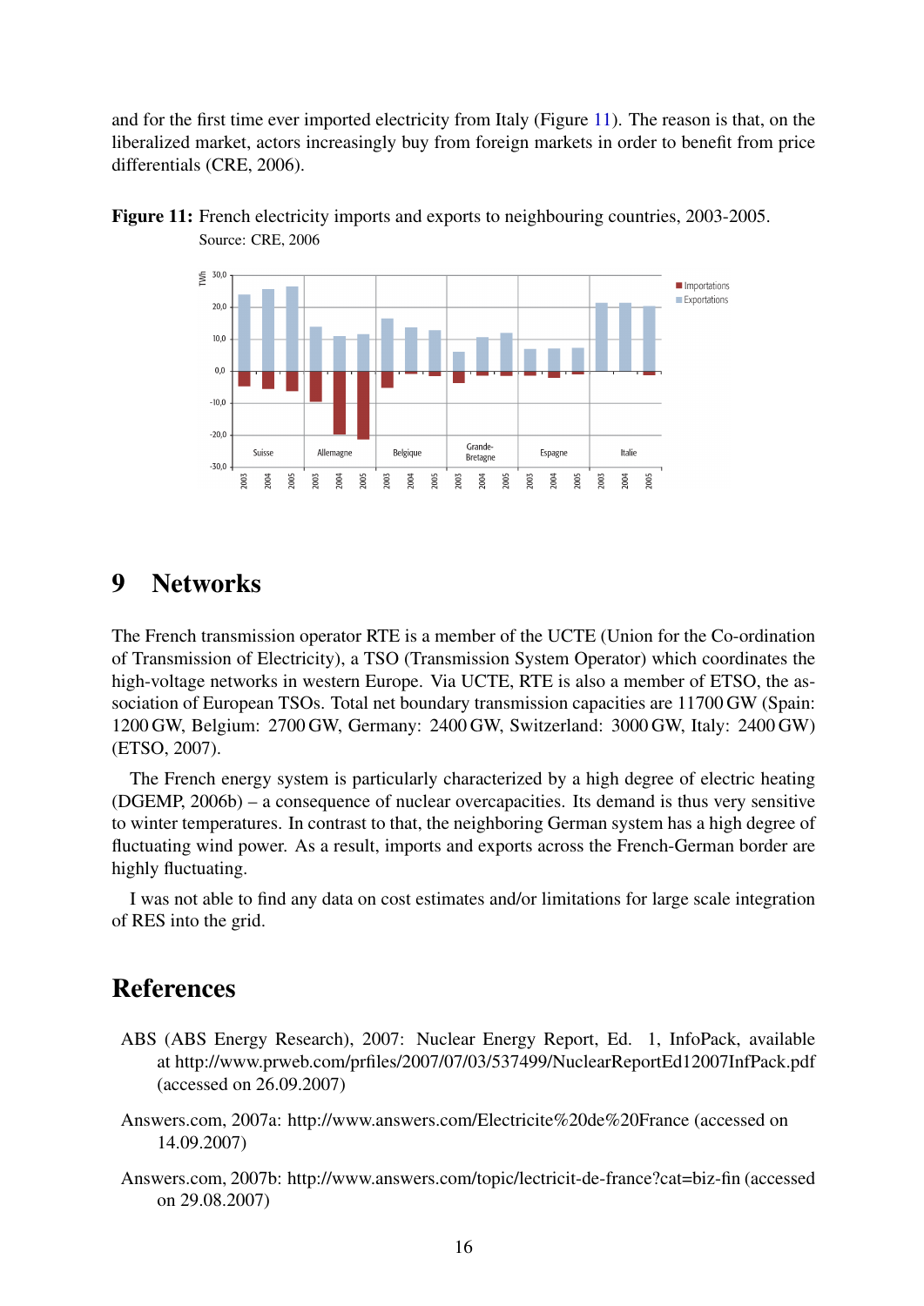and for the first time ever imported electricity from Italy (Figure 11). The reason is that, on the liberalized market, actors increasingly buy from foreign markets in order to benefit from price differentials (CRE, 2006).

**Figure 11:** French electricity imports and exports to neighbouring countries, 2003-2005.
Source: CRE, 2006

# 9 Networks

The French transmission operator RTE is a member of the UCTE (Union for the Co-ordination of Transmission of Electricity), a TSO (Transmission System Operator) which coordinates the high-voltage networks in western Europe. Via UCTE, RTE is also a member of ETSO, the association of European TSOs. Total net boundary transmission capacities are 11700 GW (Spain: 1200 GW, Belgium: 2700 GW, Germany: 2400 GW, Switzerland: 3000 GW, Italy: 2400 GW) (ETSO, 2007).

The French energy system is particularly characterized by a high degree of electric heating (DGEMP, 2006b) – a consequence of nuclear overcapacities. Its demand is thus very sensitive to winter temperatures. In contrast to that, the neighboring German system has a high degree of fluctuating wind power. As a result, imports and exports across the French-German border are highly fluctuating.

I was not able to find any data on cost estimates and/or limitations for large scale integration of RES into the grid.

# References

ABS (ABS Energy Research), 2007: Nuclear Energy Report, Ed. 1, InfoPack, available at http://www.prweb.com/prfiles/2007/07/03/537499/NuclearReportEd12007InfPack.pdf (accessed on 26.09.2007)

Answers.com, 2007a: http://www.answers.com/Electricite%20de%20France (accessed on 14.09.2007)

Answers.com, 2007b: http://www.answers.com/topic/lectricit-de-france?cat=biz-fin (accessed on 29.08.2007)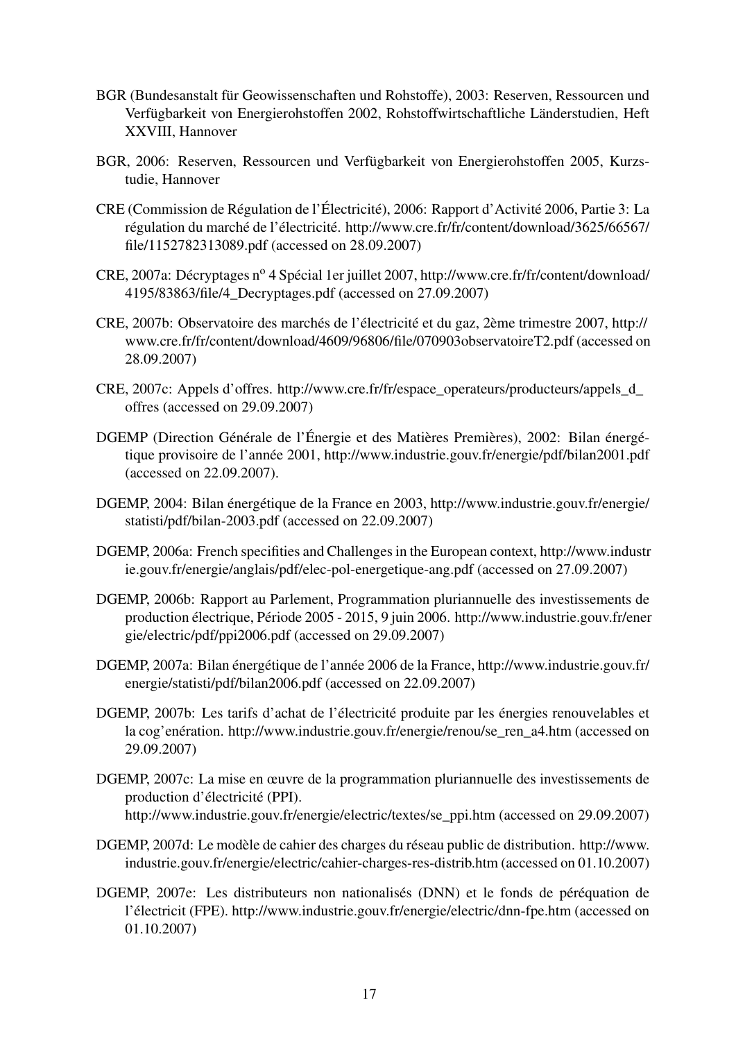BGR (Bundesanstalt für Geowissenschaften und Rohstoffe), 2003: Reserven, Ressourcen und Verfügbarkeit von Energierohstoffen 2002, Rohstoffwirtschaftliche Länderstudien, Heft XXVIII, Hannover

BGR, 2006: Reserven, Ressourcen und Verfügbarkeit von Energierohstoffen 2005, Kurzstudie, Hannover

CRE (Commission de Régulation de l'Électricité), 2006: Rapport d'Activité 2006, Partie 3: La régulation du marché de l'électricité. http://www.cre.fr/fr/content/download/3625/66567/file/1152782313089.pdf (accessed on 28.09.2007)

CRE, 2007a: Décryptages n° 4 Spécial 1er juillet 2007, http://www.cre.fr/fr/content/download/4195/83863/file/4_Decryptages.pdf (accessed on 27.09.2007)

CRE, 2007b: Observatoire des marchés de l'électricité et du gaz, 2ème trimestre 2007, http://www.cre.fr/fr/content/download/4609/96806/file/070903observatoireT2.pdf (accessed on 28.09.2007)

CRE, 2007c: Appels d'offres. http://www.cre.fr/fr/espace_operateurs/producteurs/appels_d_offres (accessed on 29.09.2007)

DGEMP (Direction Générale de l'Énergie et des Matières Premières), 2002: Bilan énergétique provisoire de l'année 2001, http://www.industrie.gouv.fr/energie/pdf/bilan2001.pdf (accessed on 22.09.2007).

DGEMP, 2004: Bilan énergétique de la France en 2003, http://www.industrie.gouv.fr/energie/statisti/pdf/bilan-2003.pdf (accessed on 22.09.2007)

DGEMP, 2006a: French specifities and Challenges in the European context, http://www.industrie.gouv.fr/energie/anglais/pdf/elec-pol-energetique-ang.pdf (accessed on 27.09.2007)

DGEMP, 2006b: Rapport au Parlement, Programmation pluriannuelle des investissements de production électrique, Période 2005 - 2015, 9 juin 2006. http://www.industrie.gouv.fr/energie/electric/pdf/ppi2006.pdf (accessed on 29.09.2007)

DGEMP, 2007a: Bilan énergétique de l'année 2006 de la France, http://www.industrie.gouv.fr/energie/statisti/pdf/bilan2006.pdf (accessed on 22.09.2007)

DGEMP, 2007b: Les tarifs d'achat de l'électricité produite par les énergies renouvelables et la cog'enération. http://www.industrie.gouv.fr/energie/renou/se_ren_a4.htm (accessed on 29.09.2007)

DGEMP, 2007c: La mise en œuvre de la programmation pluriannuelle des investissements de production d'électricité (PPI). http://www.industrie.gouv.fr/energie/electric/textes/se_ppi.htm (accessed on 29.09.2007)

DGEMP, 2007d: Le modèle de cahier des charges du réseau public de distribution. http://www.industrie.gouv.fr/energie/electric/cahier-charges-res-distrib.htm (accessed on 01.10.2007)

DGEMP, 2007e: Les distributeurs non nationalisés (DNN) et le fonds de péréquation de l'électricit (FPE). http://www.industrie.gouv.fr/energie/electric/dnn-fpe.htm (accessed on 01.10.2007)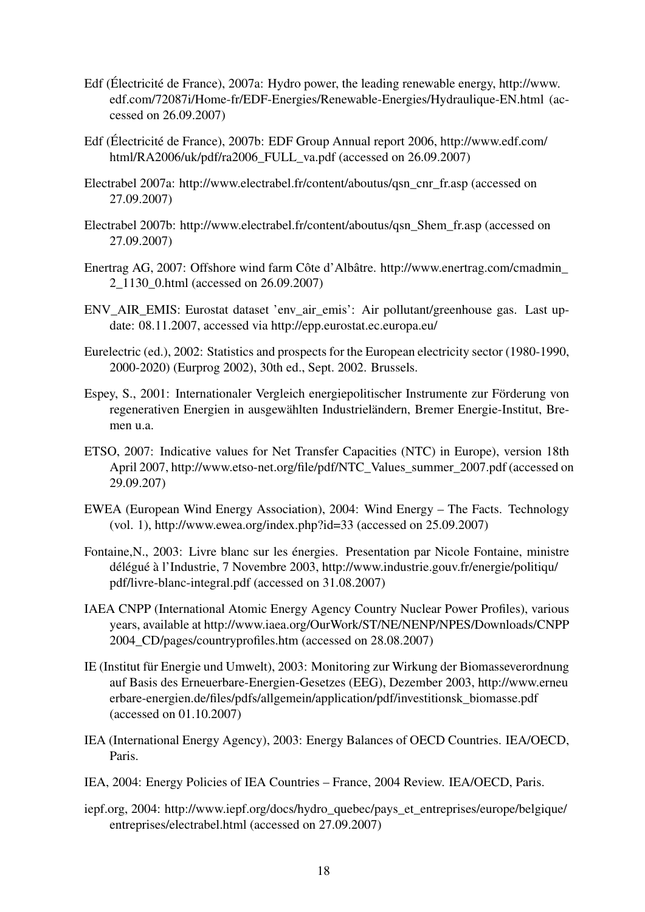Edf (Électricité de France), 2007a: Hydro power, the leading renewable energy, http://www.edf.com/72087i/Home-fr/EDF-Energies/Renewable-Energies/Hydraulique-EN.html (accessed on 26.09.2007)

Edf (Électricité de France), 2007b: EDF Group Annual report 2006, http://www.edf.com/html/RA2006/uk/pdf/ra2006_FULL_va.pdf (accessed on 26.09.2007)

Electrabel 2007a: http://www.electrabel.fr/content/aboutus/qsn_cnr_fr.asp (accessed on 27.09.2007)

Electrabel 2007b: http://www.electrabel.fr/content/aboutus/qsn_Shem_fr.asp (accessed on 27.09.2007)

Enertrag AG, 2007: Offshore wind farm Côte d'Albâtre. http://www.enertrag.com/cmadmin_2_1130_0.html (accessed on 26.09.2007)

ENV_AIR_EMIS: Eurostat dataset 'env_air_emis': Air pollutant/greenhouse gas. Last update: 08.11.2007, accessed via http://epp.eurostat.ec.europa.eu/

Eurelectric (ed.), 2002: Statistics and prospects for the European electricity sector (1980-1990, 2000-2020) (Eurprog 2002), 30th ed., Sept. 2002. Brussels.

Espey, S., 2001: Internationaler Vergleich energiepolitischer Instrumente zur Förderung von regenerativen Energien in ausgewählten Industrieländern, Bremer Energie-Institut, Bremen u.a.

ETSO, 2007: Indicative values for Net Transfer Capacities (NTC) in Europe), version 18th April 2007, http://www.etso-net.org/file/pdf/NTC_Values_summer_2007.pdf (accessed on 29.09.207)

EWEA (European Wind Energy Association), 2004: Wind Energy – The Facts. Technology (vol. 1), http://www.ewea.org/index.php?id=33 (accessed on 25.09.2007)

Fontaine,N., 2003: Livre blanc sur les énergies. Presentation par Nicole Fontaine, ministre délégué à l'Industrie, 7 Novembre 2003, http://www.industrie.gouv.fr/energie/politiqu/pdf/livre-blanc-integral.pdf (accessed on 31.08.2007)

IAEA CNPP (International Atomic Energy Agency Country Nuclear Power Profiles), various years, available at http://www.iaea.org/OurWork/ST/NE/NENP/NPES/Downloads/CNPP2004_CD/pages/countryprofiles.htm (accessed on 28.08.2007)

IE (Institut für Energie und Umwelt), 2003: Monitoring zur Wirkung der Biomasseverordnung auf Basis des Erneuerbare-Energien-Gesetzes (EEG), Dezember 2003, http://www.erneuerbare-energien.de/files/pdfs/allgemein/application/pdf/investitionsk_biomasse.pdf (accessed on 01.10.2007)

IEA (International Energy Agency), 2003: Energy Balances of OECD Countries. IEA/OECD, Paris.

IEA, 2004: Energy Policies of IEA Countries – France, 2004 Review. IEA/OECD, Paris.

iepf.org, 2004: http://www.iepf.org/docs/hydro_quebec/pays_et_entreprises/europe/belgique/entreprises/electrabel.html (accessed on 27.09.2007)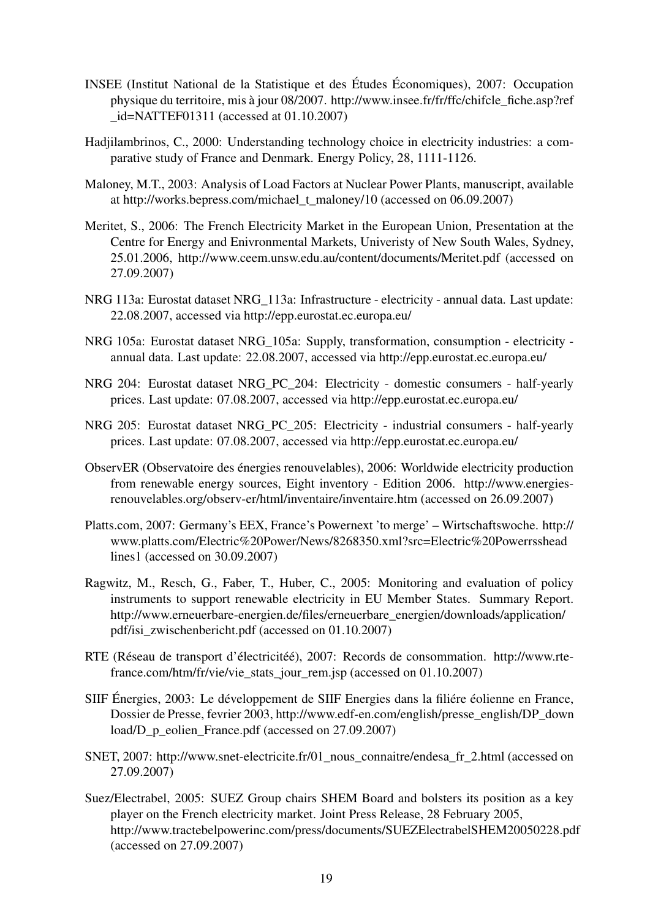INSEE (Institut National de la Statistique et des Études Économiques), 2007: Occupation physique du territoire, mis à jour 08/2007. http://www.insee.fr/fr/ffc/chifcle_fiche.asp?ref_id=NATTEF01311 (accessed at 01.10.2007)

Hadjilambrinos, C., 2000: Understanding technology choice in electricity industries: a comparative study of France and Denmark. Energy Policy, 28, 1111-1126.

Maloney, M.T., 2003: Analysis of Load Factors at Nuclear Power Plants, manuscript, available at http://works.bepress.com/michael_t_maloney/10 (accessed on 06.09.2007)

Meritet, S., 2006: The French Electricity Market in the European Union, Presentation at the Centre for Energy and Enivronmental Markets, Univeristy of New South Wales, Sydney, 25.01.2006, http://www.ceem.unsw.edu.au/content/documents/Meritet.pdf (accessed on 27.09.2007)

NRG 113a: Eurostat dataset NRG_113a: Infrastructure - electricity - annual data. Last update: 22.08.2007, accessed via http://epp.eurostat.ec.europa.eu/

NRG 105a: Eurostat dataset NRG_105a: Supply, transformation, consumption - electricity - annual data. Last update: 22.08.2007, accessed via http://epp.eurostat.ec.europa.eu/

NRG 204: Eurostat dataset NRG_PC_204: Electricity - domestic consumers - half-yearly prices. Last update: 07.08.2007, accessed via http://epp.eurostat.ec.europa.eu/

NRG 205: Eurostat dataset NRG_PC_205: Electricity - industrial consumers - half-yearly prices. Last update: 07.08.2007, accessed via http://epp.eurostat.ec.europa.eu/

ObservER (Observatoire des énergies renouvelables), 2006: Worldwide electricity production from renewable energy sources, Eight inventory - Edition 2006. http://www.energies-renouvelables.org/observ-er/html/inventaire/inventaire.htm (accessed on 26.09.2007)

Platts.com, 2007: Germany's EEX, France's Powernext 'to merge' – Wirtschaftswoche. http://www.platts.com/Electric%20Power/News/8268350.xml?src=Electric%20Powerrssheadlines1 (accessed on 30.09.2007)

Ragwitz, M., Resch, G., Faber, T., Huber, C., 2005: Monitoring and evaluation of policy instruments to support renewable electricity in EU Member States. Summary Report. http://www.erneuerbare-energien.de/files/erneuerbare_energien/downloads/application/pdf/isi_zwischenbericht.pdf (accessed on 01.10.2007)

RTE (Réseau de transport d'électricitéé), 2007: Records de consommation. http://www.rte-france.com/htm/fr/vie/vie_stats_jour_rem.jsp (accessed on 01.10.2007)

SIIF Énergies, 2003: Le développement de SIIF Energies dans la filiére éolienne en France, Dossier de Presse, fevrier 2003, http://www.edf-en.com/english/presse_english/DP_download/D_p_eolien_France.pdf (accessed on 27.09.2007)

SNET, 2007: http://www.snet-electricite.fr/01_nous_connaitre/endesa_fr_2.html (accessed on 27.09.2007)

Suez/Electrabel, 2005: SUEZ Group chairs SHEM Board and bolsters its position as a key player on the French electricity market. Joint Press Release, 28 February 2005, http://www.tractebelpowerinc.com/press/documents/SUEZElectrabelSHEM20050228.pdf (accessed on 27.09.2007)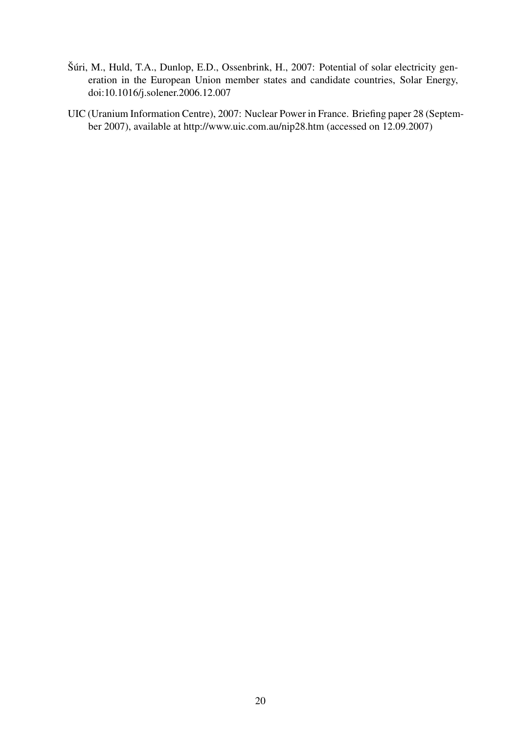Šúri, M., Huld, T.A., Dunlop, E.D., Ossenbrink, H., 2007: Potential of solar electricity generation in the European Union member states and candidate countries, Solar Energy, doi:10.1016/j.solener.2006.12.007

UIC (Uranium Information Centre), 2007: Nuclear Power in France. Briefing paper 28 (September 2007), available at http://www.uic.com.au/nip28.htm (accessed on 12.09.2007)